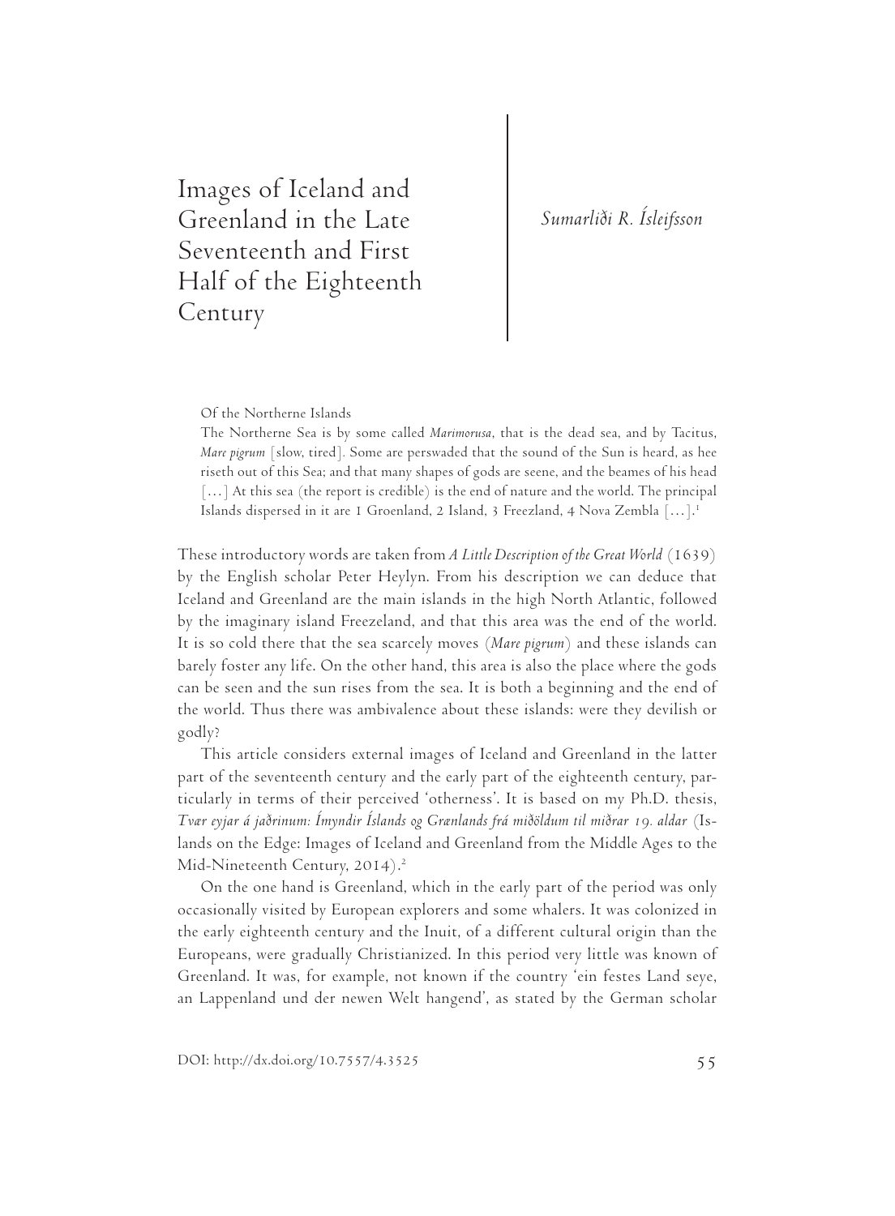# Images of Iceland and Greenland in the Late Seventeenth and First Half of the Eighteenth Century

*Sumarliði R. Ísleifsson*

> Of the Northerne Islands
> The Northerne Sea is by some called *Marimorusa*, that is the dead sea, and by Tacitus, *Mare pigrum* [slow, tired]. Some are perswaded that the sound of the Sun is heard, as hee riseth out of this Sea; and that many shapes of gods are seene, and the beames of his head [...] At this sea (the report is credible) is the end of nature and the world. The principal Islands dispersed in it are 1 Groenland, 2 Island, 3 Freezland, 4 Nova Zembla [...].[1]

These introductory words are taken from *A Little Description of the Great World* (1639) by the English scholar Peter Heylyn. From his description we can deduce that Iceland and Greenland are the main islands in the high North Atlantic, followed by the imaginary island Freezeland, and that this area was the end of the world. It is so cold there that the sea scarcely moves (*Mare pigrum*) and these islands can barely foster any life. On the other hand, this area is also the place where the gods can be seen and the sun rises from the sea. It is both a beginning and the end of the world. Thus there was ambivalence about these islands: were they devilish or godly?

This article considers external images of Iceland and Greenland in the latter part of the seventeenth century and the early part of the eighteenth century, particularly in terms of their perceived 'otherness'. It is based on my Ph.D. thesis, *Tvær eyjar á jaðrinum: Ímyndir Íslands og Grænlands frá miðöldum til miðrar 19. aldar* (Islands on the Edge: Images of Iceland and Greenland from the Middle Ages to the Mid-Nineteenth Century, 2014).[2]

On the one hand is Greenland, which in the early part of the period was only occasionally visited by European explorers and some whalers. It was colonized in the early eighteenth century and the Inuit, of a different cultural origin than the Europeans, were gradually Christianized. In this period very little was known of Greenland. It was, for example, not known if the country 'ein festes Land seye, an Lappenland und der newen Welt hangend', as stated by the German scholar

DOI: http://dx.doi.org/10.7557/4.3525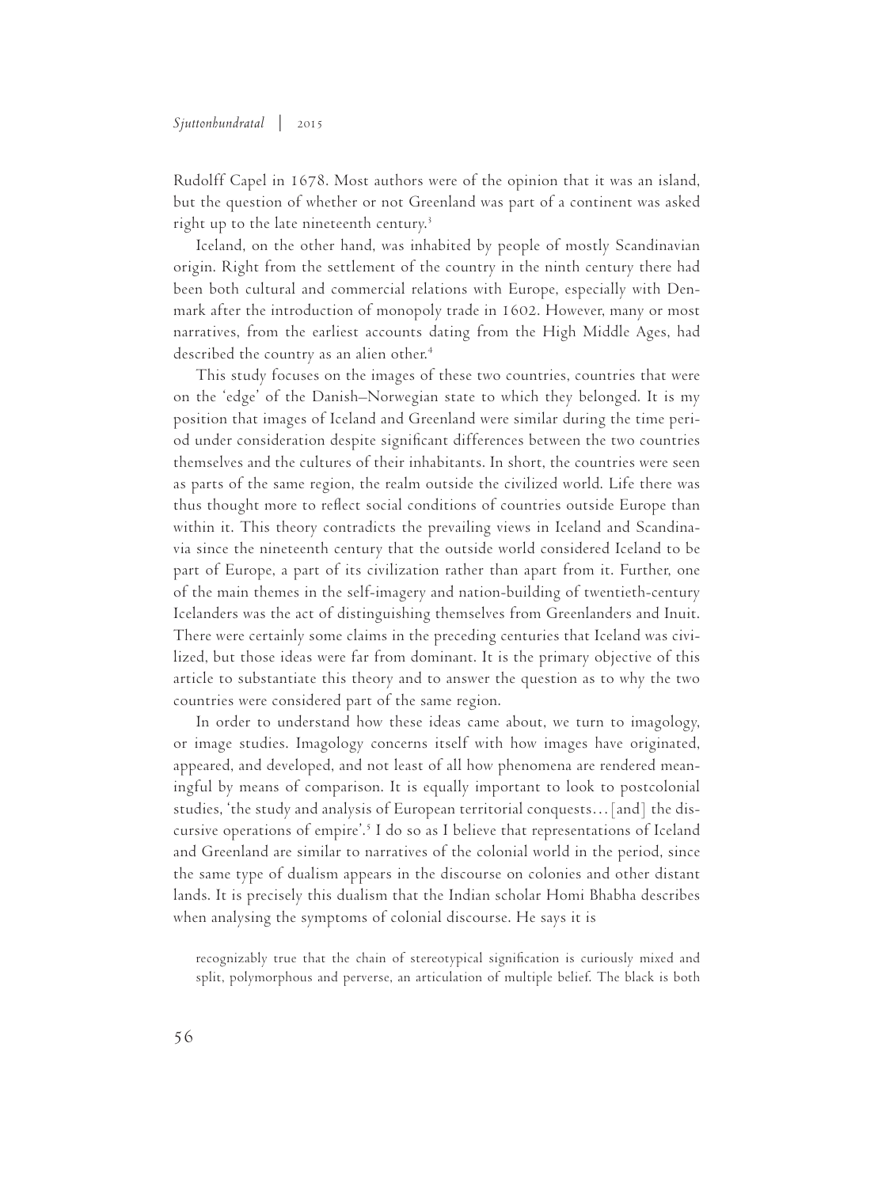Rudolff Capel in 1678. Most authors were of the opinion that it was an island, but the question of whether or not Greenland was part of a continent was asked right up to the late nineteenth century.[3]

Iceland, on the other hand, was inhabited by people of mostly Scandinavian origin. Right from the settlement of the country in the ninth century there had been both cultural and commercial relations with Europe, especially with Denmark after the introduction of monopoly trade in 1602. However, many or most narratives, from the earliest accounts dating from the High Middle Ages, had described the country as an alien other.[4]

This study focuses on the images of these two countries, countries that were on the 'edge' of the Danish–Norwegian state to which they belonged. It is my position that images of Iceland and Greenland were similar during the time period under consideration despite significant differences between the two countries themselves and the cultures of their inhabitants. In short, the countries were seen as parts of the same region, the realm outside the civilized world. Life there was thus thought more to reflect social conditions of countries outside Europe than within it. This theory contradicts the prevailing views in Iceland and Scandinavia since the nineteenth century that the outside world considered Iceland to be part of Europe, a part of its civilization rather than apart from it. Further, one of the main themes in the self-imagery and nation-building of twentieth-century Icelanders was the act of distinguishing themselves from Greenlanders and Inuit. There were certainly some claims in the preceding centuries that Iceland was civilized, but those ideas were far from dominant. It is the primary objective of this article to substantiate this theory and to answer the question as to why the two countries were considered part of the same region.

In order to understand how these ideas came about, we turn to imagology, or image studies. Imagology concerns itself with how images have originated, appeared, and developed, and not least of all how phenomena are rendered meaningful by means of comparison. It is equally important to look to postcolonial studies, 'the study and analysis of European territorial conquests…[and] the discursive operations of empire'.[5] I do so as I believe that representations of Iceland and Greenland are similar to narratives of the colonial world in the period, since the same type of dualism appears in the discourse on colonies and other distant lands. It is precisely this dualism that the Indian scholar Homi Bhabha describes when analysing the symptoms of colonial discourse. He says it is

> recognizably true that the chain of stereotypical signification is curiously mixed and split, polymorphous and perverse, an articulation of multiple belief. The black is both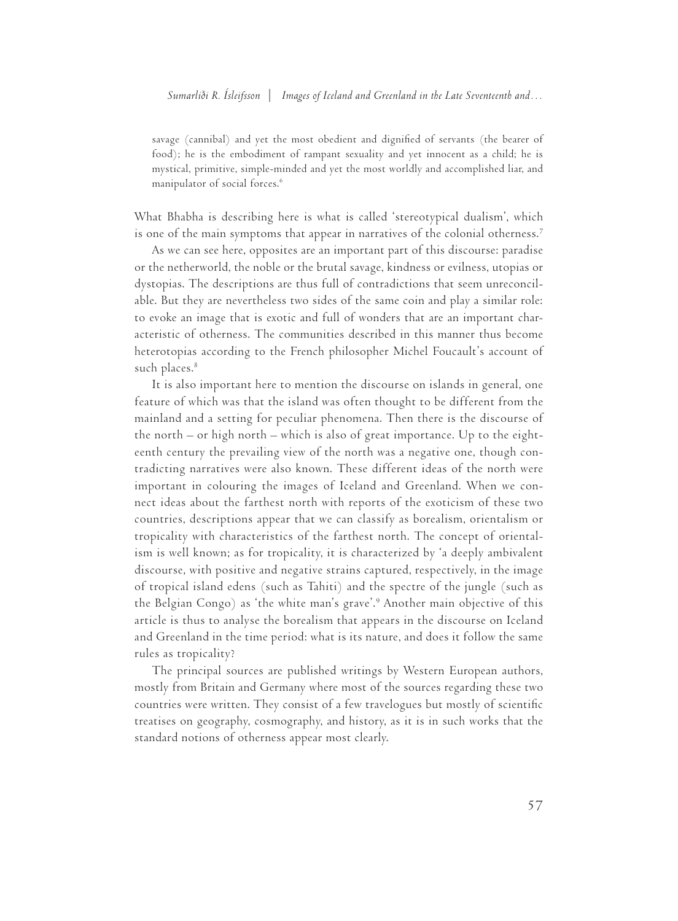> savage (cannibal) and yet the most obedient and dignified of servants (the bearer of food); he is the embodiment of rampant sexuality and yet innocent as a child; he is mystical, primitive, simple-minded and yet the most worldly and accomplished liar, and manipulator of social forces.[6]

What Bhabha is describing here is what is called 'stereotypical dualism', which is one of the main symptoms that appear in narratives of the colonial otherness.[7]

As we can see here, opposites are an important part of this discourse: paradise or the netherworld, the noble or the brutal savage, kindness or evilness, utopias or dystopias. The descriptions are thus full of contradictions that seem unreconcilable. But they are nevertheless two sides of the same coin and play a similar role: to evoke an image that is exotic and full of wonders that are an important characteristic of otherness. The communities described in this manner thus become heterotopias according to the French philosopher Michel Foucault's account of such places.[8]

It is also important here to mention the discourse on islands in general, one feature of which was that the island was often thought to be different from the mainland and a setting for peculiar phenomena. Then there is the discourse of the north – or high north – which is also of great importance. Up to the eighteenth century the prevailing view of the north was a negative one, though contradicting narratives were also known. These different ideas of the north were important in colouring the images of Iceland and Greenland. When we connect ideas about the farthest north with reports of the exoticism of these two countries, descriptions appear that we can classify as borealism, orientalism or tropicality with characteristics of the farthest north. The concept of orientalism is well known; as for tropicality, it is characterized by 'a deeply ambivalent discourse, with positive and negative strains captured, respectively, in the image of tropical island edens (such as Tahiti) and the spectre of the jungle (such as the Belgian Congo) as 'the white man's grave'.[9] Another main objective of this article is thus to analyse the borealism that appears in the discourse on Iceland and Greenland in the time period: what is its nature, and does it follow the same rules as tropicality?

The principal sources are published writings by Western European authors, mostly from Britain and Germany where most of the sources regarding these two countries were written. They consist of a few travelogues but mostly of scientific treatises on geography, cosmography, and history, as it is in such works that the standard notions of otherness appear most clearly.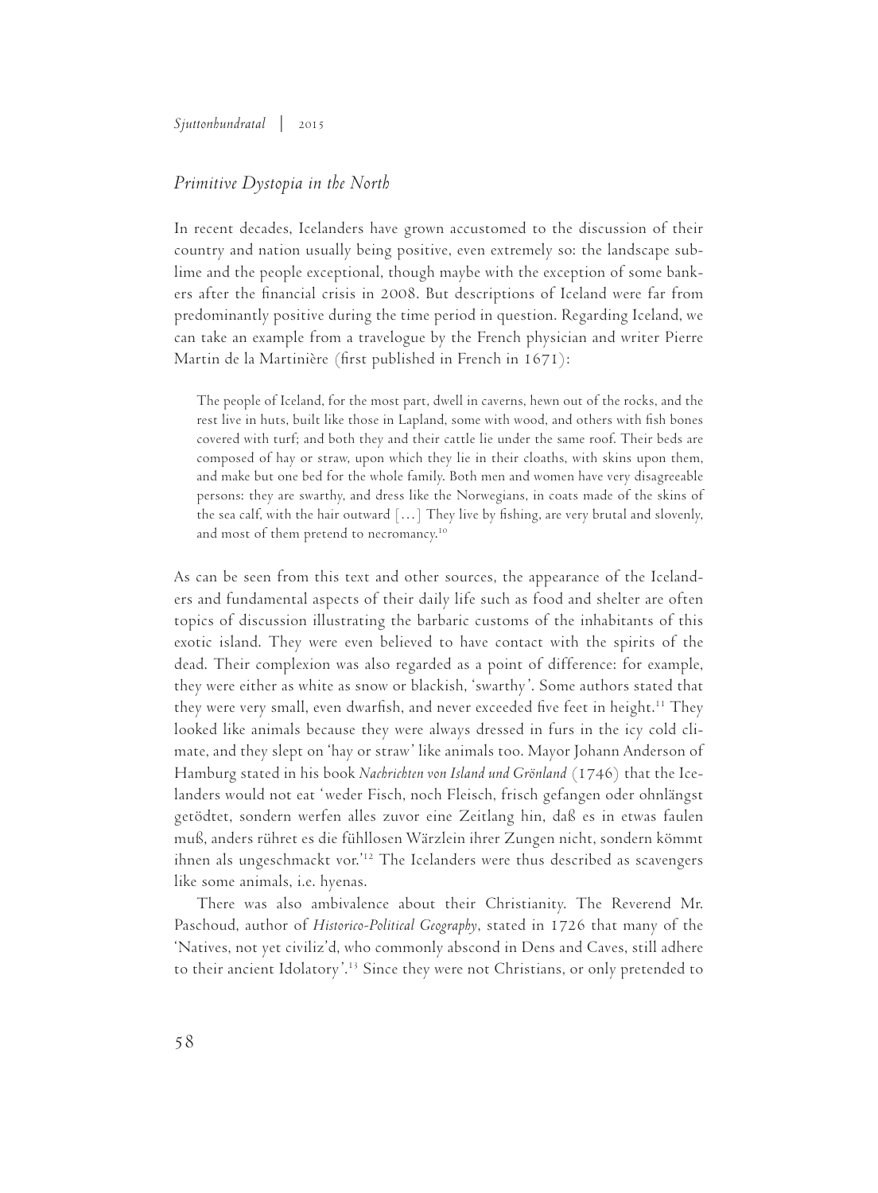## *Primitive Dystopia in the North*

In recent decades, Icelanders have grown accustomed to the discussion of their country and nation usually being positive, even extremely so: the landscape sublime and the people exceptional, though maybe with the exception of some bankers after the financial crisis in 2008. But descriptions of Iceland were far from predominantly positive during the time period in question. Regarding Iceland, we can take an example from a travelogue by the French physician and writer Pierre Martin de la Martinière (first published in French in 1671):

> The people of Iceland, for the most part, dwell in caverns, hewn out of the rocks, and the rest live in huts, built like those in Lapland, some with wood, and others with fish bones covered with turf; and both they and their cattle lie under the same roof. Their beds are composed of hay or straw, upon which they lie in their cloaths, with skins upon them, and make but one bed for the whole family. Both men and women have very disagreeable persons: they are swarthy, and dress like the Norwegians, in coats made of the skins of the sea calf, with the hair outward [...] They live by fishing, are very brutal and slovenly, and most of them pretend to necromancy.[10]

As can be seen from this text and other sources, the appearance of the Icelanders and fundamental aspects of their daily life such as food and shelter are often topics of discussion illustrating the barbaric customs of the inhabitants of this exotic island. They were even believed to have contact with the spirits of the dead. Their complexion was also regarded as a point of difference: for example, they were either as white as snow or blackish, 'swarthy'. Some authors stated that they were very small, even dwarfish, and never exceeded five feet in height.[11] They looked like animals because they were always dressed in furs in the icy cold climate, and they slept on 'hay or straw' like animals too. Mayor Johann Anderson of Hamburg stated in his book *Nachrichten von Island und Grönland* (1746) that the Icelanders would not eat 'weder Fisch, noch Fleisch, frisch gefangen oder ohnlängst getödtet, sondern werfen alles zuvor eine Zeitlang hin, daß es in etwas faulen muß, anders rühret es die fühllosen Wärzlein ihrer Zungen nicht, sondern kömmt ihnen als ungeschmackt vor.'[12] The Icelanders were thus described as scavengers like some animals, i.e. hyenas.

There was also ambivalence about their Christianity. The Reverend Mr. Paschoud, author of *Historico-Political Geography*, stated in 1726 that many of the 'Natives, not yet civiliz'd, who commonly abscond in Dens and Caves, still adhere to their ancient Idolatory'.[13] Since they were not Christians, or only pretended to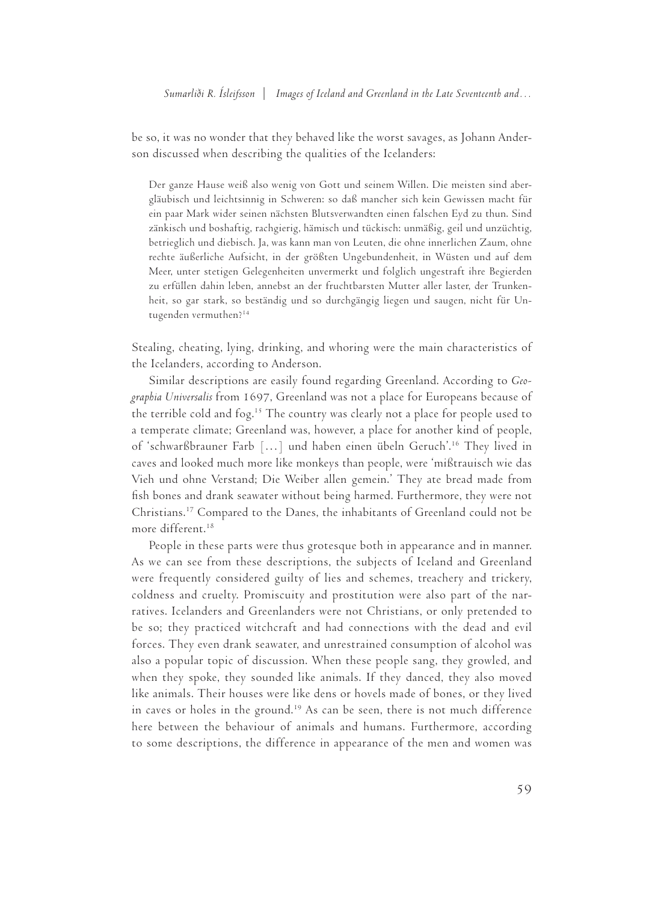be so, it was no wonder that they behaved like the worst savages, as Johann Anderson discussed when describing the qualities of the Icelanders:

> Der ganze Hause weiß also wenig von Gott und seinem Willen. Die meisten sind abergläubisch und leichtsinnig in Schweren: so daß mancher sich kein Gewissen macht für ein paar Mark wider seinen nächsten Blutsverwandten einen falschen Eyd zu thun. Sind zänkisch und boshaftig, rachgierig, hämisch und tückisch: unmäßig, geil und unzüchtig, betrieglich und diebisch. Ja, was kann man von Leuten, die ohne innerlichen Zaum, ohne rechte äußerliche Aufsicht, in der größten Ungebundenheit, in Wüsten und auf dem Meer, unter stetigen Gelegenheiten unvermerkt und folglich ungestraft ihre Begierden zu erfüllen dahin leben, annebst an der fruchtbarsten Mutter aller laster, der Trunkenheit, so gar stark, so beständig und so durchgängig liegen und saugen, nicht für Untugenden vermuthen?[14]

Stealing, cheating, lying, drinking, and whoring were the main characteristics of the Icelanders, according to Anderson.

Similar descriptions are easily found regarding Greenland. According to *Geographia Universalis* from 1697, Greenland was not a place for Europeans because of the terrible cold and fog.[15] The country was clearly not a place for people used to a temperate climate; Greenland was, however, a place for another kind of people, of 'schwarßbrauner Farb [...] und haben einen übeln Geruch'.[16] They lived in caves and looked much more like monkeys than people, were 'mißtrauisch wie das Vieh und ohne Verstand; Die Weiber allen gemein.' They ate bread made from fish bones and drank seawater without being harmed. Furthermore, they were not Christians.[17] Compared to the Danes, the inhabitants of Greenland could not be more different.[18]

People in these parts were thus grotesque both in appearance and in manner. As we can see from these descriptions, the subjects of Iceland and Greenland were frequently considered guilty of lies and schemes, treachery and trickery, coldness and cruelty. Promiscuity and prostitution were also part of the narratives. Icelanders and Greenlanders were not Christians, or only pretended to be so; they practiced witchcraft and had connections with the dead and evil forces. They even drank seawater, and unrestrained consumption of alcohol was also a popular topic of discussion. When these people sang, they growled, and when they spoke, they sounded like animals. If they danced, they also moved like animals. Their houses were like dens or hovels made of bones, or they lived in caves or holes in the ground.[19] As can be seen, there is not much difference here between the behaviour of animals and humans. Furthermore, according to some descriptions, the difference in appearance of the men and women was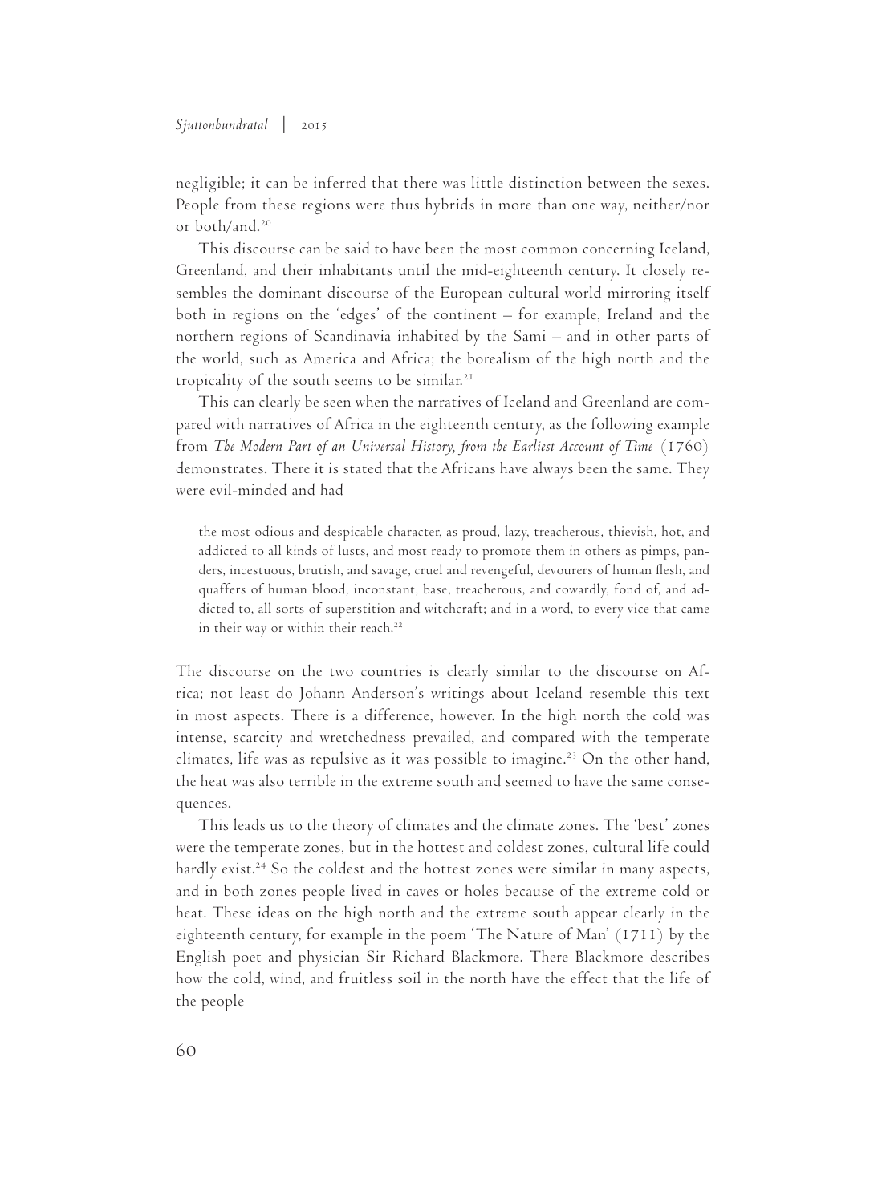negligible; it can be inferred that there was little distinction between the sexes. People from these regions were thus hybrids in more than one way, neither/nor or both/and.[20]

This discourse can be said to have been the most common concerning Iceland, Greenland, and their inhabitants until the mid-eighteenth century. It closely resembles the dominant discourse of the European cultural world mirroring itself both in regions on the 'edges' of the continent – for example, Ireland and the northern regions of Scandinavia inhabited by the Sami – and in other parts of the world, such as America and Africa; the borealism of the high north and the tropicality of the south seems to be similar.[21]

This can clearly be seen when the narratives of Iceland and Greenland are compared with narratives of Africa in the eighteenth century, as the following example from *The Modern Part of an Universal History, from the Earliest Account of Time* (1760) demonstrates. There it is stated that the Africans have always been the same. They were evil-minded and had

> the most odious and despicable character, as proud, lazy, treacherous, thievish, hot, and addicted to all kinds of lusts, and most ready to promote them in others as pimps, panders, incestuous, brutish, and savage, cruel and revengeful, devourers of human flesh, and quaffers of human blood, inconstant, base, treacherous, and cowardly, fond of, and addicted to, all sorts of superstition and witchcraft; and in a word, to every vice that came in their way or within their reach.[22]

The discourse on the two countries is clearly similar to the discourse on Africa; not least do Johann Anderson's writings about Iceland resemble this text in most aspects. There is a difference, however. In the high north the cold was intense, scarcity and wretchedness prevailed, and compared with the temperate climates, life was as repulsive as it was possible to imagine.[23] On the other hand, the heat was also terrible in the extreme south and seemed to have the same consequences.

This leads us to the theory of climates and the climate zones. The 'best' zones were the temperate zones, but in the hottest and coldest zones, cultural life could hardly exist.[24] So the coldest and the hottest zones were similar in many aspects, and in both zones people lived in caves or holes because of the extreme cold or heat. These ideas on the high north and the extreme south appear clearly in the eighteenth century, for example in the poem 'The Nature of Man' (1711) by the English poet and physician Sir Richard Blackmore. There Blackmore describes how the cold, wind, and fruitless soil in the north have the effect that the life of the people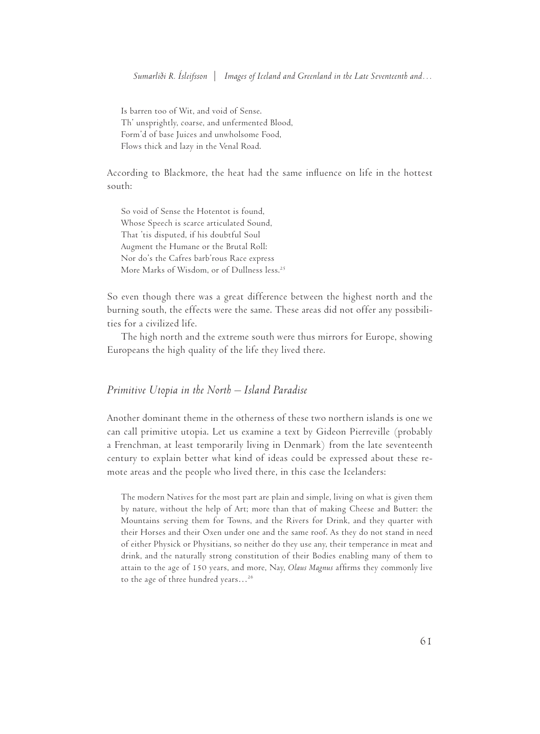> Is barren too of Wit, and void of Sense.
> Th' unsprightly, coarse, and unfermented Blood,
> Form'd of base Juices and unwholsome Food,
> Flows thick and lazy in the Venal Road.

According to Blackmore, the heat had the same influence on life in the hottest south:

> So void of Sense the Hotentot is found,
> Whose Speech is scarce articulated Sound,
> That 'tis disputed, if his doubtful Soul
> Augment the Humane or the Brutal Roll:
> Nor do's the Cafres barb'rous Race express
> More Marks of Wisdom, or of Dullness less.[25]

So even though there was a great difference between the highest north and the burning south, the effects were the same. These areas did not offer any possibilities for a civilized life.

The high north and the extreme south were thus mirrors for Europe, showing Europeans the high quality of the life they lived there.

## *Primitive Utopia in the North – Island Paradise*

Another dominant theme in the otherness of these two northern islands is one we can call primitive utopia. Let us examine a text by Gideon Pierreville (probably a Frenchman, at least temporarily living in Denmark) from the late seventeenth century to explain better what kind of ideas could be expressed about these remote areas and the people who lived there, in this case the Icelanders:

> The modern Natives for the most part are plain and simple, living on what is given them by nature, without the help of Art; more than that of making Cheese and Butter: the Mountains serving them for Towns, and the Rivers for Drink, and they quarter with their Horses and their Oxen under one and the same roof. As they do not stand in need of either Physick or Physitians, so neither do they use any, their temperance in meat and drink, and the naturally strong constitution of their Bodies enabling many of them to attain to the age of 150 years, and more, Nay, *Olaus Magnus* affirms they commonly live to the age of three hundred years…[26]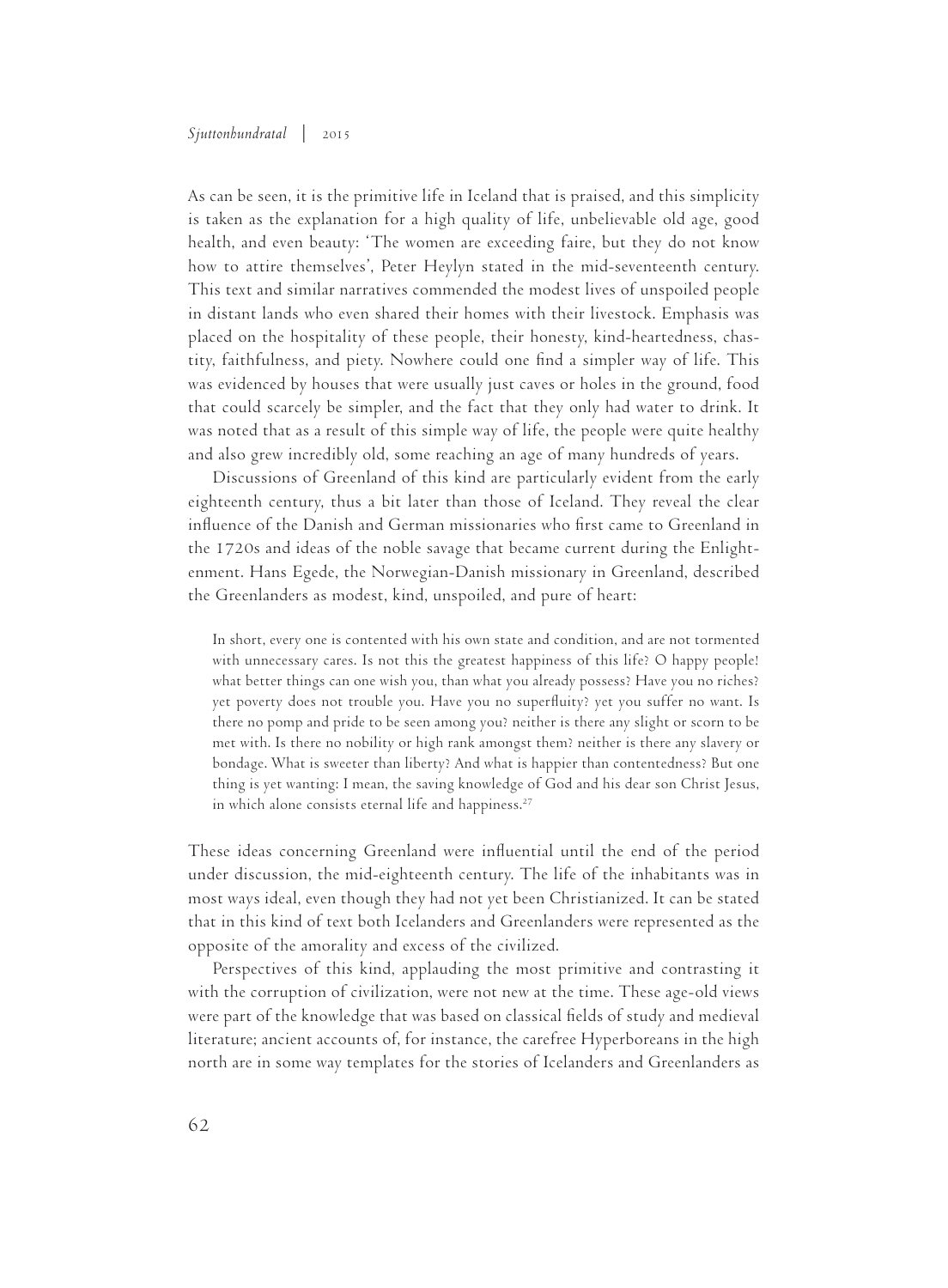As can be seen, it is the primitive life in Iceland that is praised, and this simplicity is taken as the explanation for a high quality of life, unbelievable old age, good health, and even beauty: 'The women are exceeding faire, but they do not know how to attire themselves', Peter Heylyn stated in the mid-seventeenth century. This text and similar narratives commended the modest lives of unspoiled people in distant lands who even shared their homes with their livestock. Emphasis was placed on the hospitality of these people, their honesty, kind-heartedness, chastity, faithfulness, and piety. Nowhere could one find a simpler way of life. This was evidenced by houses that were usually just caves or holes in the ground, food that could scarcely be simpler, and the fact that they only had water to drink. It was noted that as a result of this simple way of life, the people were quite healthy and also grew incredibly old, some reaching an age of many hundreds of years.

Discussions of Greenland of this kind are particularly evident from the early eighteenth century, thus a bit later than those of Iceland. They reveal the clear influence of the Danish and German missionaries who first came to Greenland in the 1720s and ideas of the noble savage that became current during the Enlightenment. Hans Egede, the Norwegian-Danish missionary in Greenland, described the Greenlanders as modest, kind, unspoiled, and pure of heart:

> In short, every one is contented with his own state and condition, and are not tormented with unnecessary cares. Is not this the greatest happiness of this life? O happy people! what better things can one wish you, than what you already possess? Have you no riches? yet poverty does not trouble you. Have you no superfluity? yet you suffer no want. Is there no pomp and pride to be seen among you? neither is there any slight or scorn to be met with. Is there no nobility or high rank amongst them? neither is there any slavery or bondage. What is sweeter than liberty? And what is happier than contentedness? But one thing is yet wanting: I mean, the saving knowledge of God and his dear son Christ Jesus, in which alone consists eternal life and happiness.[27]

These ideas concerning Greenland were influential until the end of the period under discussion, the mid-eighteenth century. The life of the inhabitants was in most ways ideal, even though they had not yet been Christianized. It can be stated that in this kind of text both Icelanders and Greenlanders were represented as the opposite of the amorality and excess of the civilized.

Perspectives of this kind, applauding the most primitive and contrasting it with the corruption of civilization, were not new at the time. These age-old views were part of the knowledge that was based on classical fields of study and medieval literature; ancient accounts of, for instance, the carefree Hyperboreans in the high north are in some way templates for the stories of Icelanders and Greenlanders as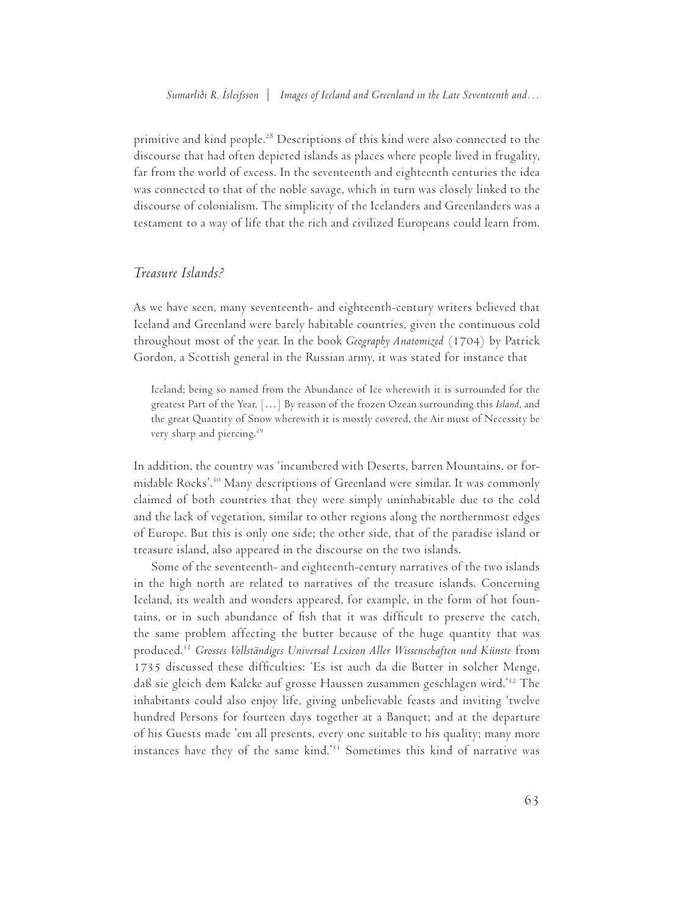primitive and kind people.[28] Descriptions of this kind were also connected to the discourse that had often depicted islands as places where people lived in frugality, far from the world of excess. In the seventeenth and eighteenth centuries the idea was connected to that of the noble savage, which in turn was closely linked to the discourse of colonialism. The simplicity of the Icelanders and Greenlanders was a testament to a way of life that the rich and civilized Europeans could learn from.

## *Treasure Islands?*

As we have seen, many seventeenth- and eighteenth-century writers believed that Iceland and Greenland were barely habitable countries, given the continuous cold throughout most of the year. In the book *Geography Anatomized* (1704) by Patrick Gordon, a Scottish general in the Russian army, it was stated for instance that

> Iceland; being so named from the Abundance of Ice wherewith it is surrounded for the greatest Part of the Year. [...] By reason of the frozen Ozean surrounding this *Island*, and the great Quantity of Snow wherewith it is mostly covered, the Air must of Necessity be very sharp and piercing.[29]

In addition, the country was 'incumbered with Deserts, barren Mountains, or formidable Rocks'.[30] Many descriptions of Greenland were similar. It was commonly claimed of both countries that they were simply uninhabitable due to the cold and the lack of vegetation, similar to other regions along the northernmost edges of Europe. But this is only one side; the other side, that of the paradise island or treasure island, also appeared in the discourse on the two islands.

Some of the seventeenth- and eighteenth-century narratives of the two islands in the high north are related to narratives of the treasure islands. Concerning Iceland, its wealth and wonders appeared, for example, in the form of hot fountains, or in such abundance of fish that it was difficult to preserve the catch, the same problem affecting the butter because of the huge quantity that was produced.[31] *Grosses Vollständiges Universal Lexicon Aller Wissenschaften und Künste* from 1735 discussed these difficulties: 'Es ist auch da die Butter in solcher Menge, daß sie gleich dem Kalcke auf grosse Haussen zusammen geschlagen wird.'[32] The inhabitants could also enjoy life, giving unbelievable feasts and inviting 'twelve hundred Persons for fourteen days together at a Banquet; and at the departure of his Guests made 'em all presents, every one suitable to his quality; many more instances have they of the same kind.'[33] Sometimes this kind of narrative was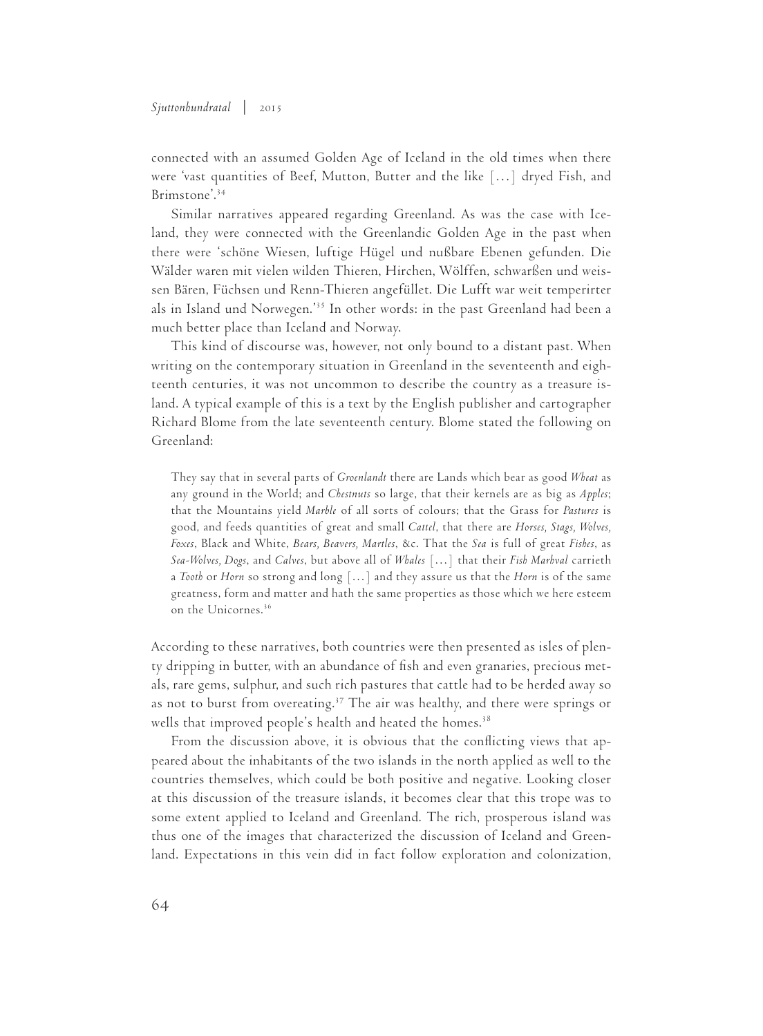connected with an assumed Golden Age of Iceland in the old times when there were 'vast quantities of Beef, Mutton, Butter and the like [...] dryed Fish, and Brimstone'.[34]

Similar narratives appeared regarding Greenland. As was the case with Iceland, they were connected with the Greenlandic Golden Age in the past when there were 'schöne Wiesen, luftige Hügel und nußbare Ebenen gefunden. Die Wälder waren mit vielen wilden Thieren, Hirchen, Wölffen, schwarßen und weissen Bären, Füchsen und Renn-Thieren angefüllet. Die Lufft war weit temperirter als in Island und Norwegen.'[35] In other words: in the past Greenland had been a much better place than Iceland and Norway.

This kind of discourse was, however, not only bound to a distant past. When writing on the contemporary situation in Greenland in the seventeenth and eighteenth centuries, it was not uncommon to describe the country as a treasure island. A typical example of this is a text by the English publisher and cartographer Richard Blome from the late seventeenth century. Blome stated the following on Greenland:

> They say that in several parts of *Groenlandt* there are Lands which bear as good *Wheat* as any ground in the World; and *Chestnuts* so large, that their kernels are as big as *Apples*; that the Mountains yield *Marble* of all sorts of colours; that the Grass for *Pastures* is good, and feeds quantities of great and small *Cattel*, that there are *Horses, Stags, Wolves, Foxes*, Black and White, *Bears, Beavers, Martles*, &c. That the *Sea* is full of great *Fishes*, as *Sea-Wolves, Dogs*, and *Calves*, but above all of *Whales* [...] that their *Fish Marhval* carrieth a *Tooth* or *Horn* so strong and long [...] and they assure us that the *Horn* is of the same greatness, form and matter and hath the same properties as those which we here esteem on the Unicornes.[36]

According to these narratives, both countries were then presented as isles of plenty dripping in butter, with an abundance of fish and even granaries, precious metals, rare gems, sulphur, and such rich pastures that cattle had to be herded away so as not to burst from overeating.[37] The air was healthy, and there were springs or wells that improved people's health and heated the homes.[38]

From the discussion above, it is obvious that the conflicting views that appeared about the inhabitants of the two islands in the north applied as well to the countries themselves, which could be both positive and negative. Looking closer at this discussion of the treasure islands, it becomes clear that this trope was to some extent applied to Iceland and Greenland. The rich, prosperous island was thus one of the images that characterized the discussion of Iceland and Greenland. Expectations in this vein did in fact follow exploration and colonization,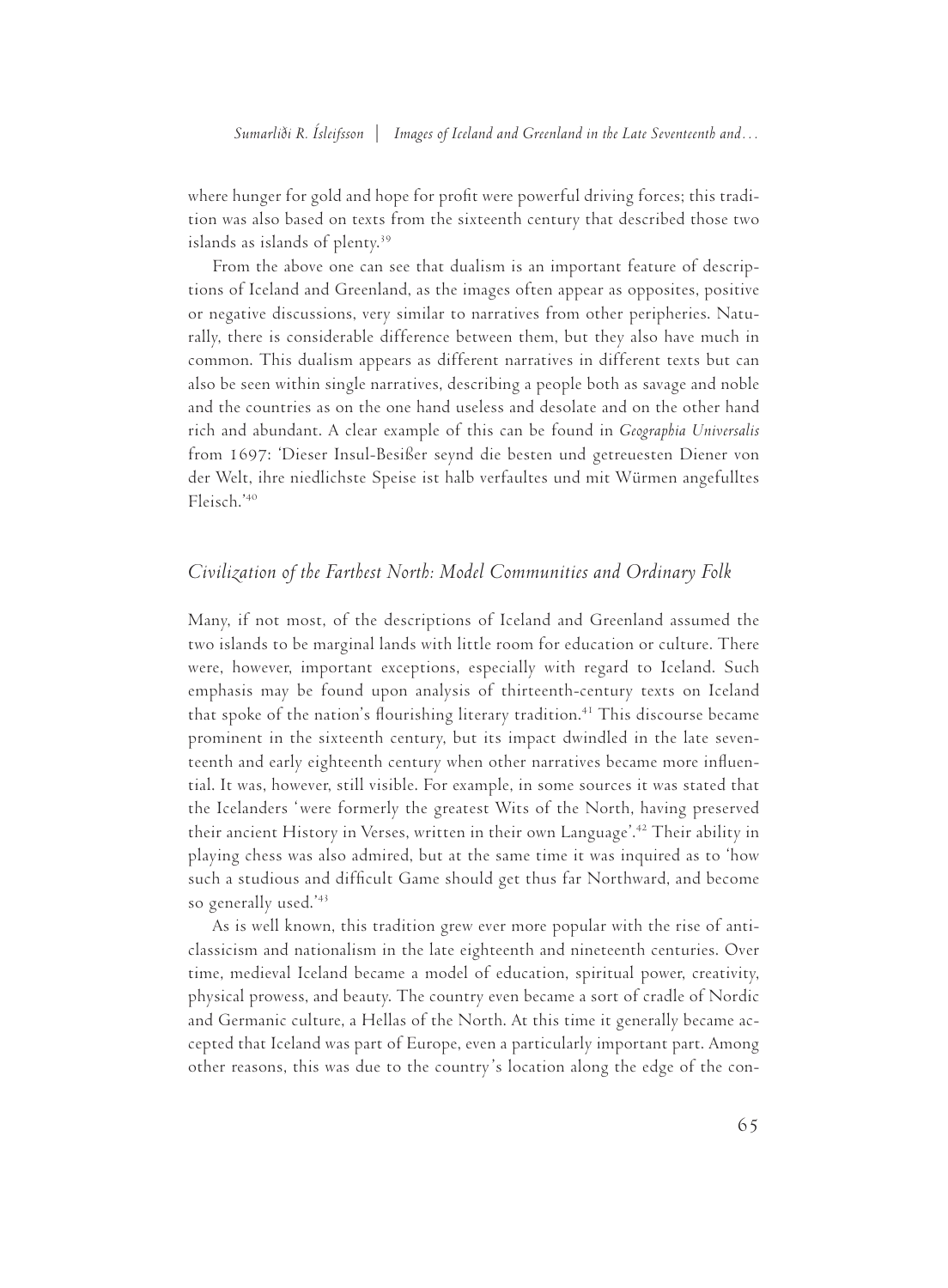where hunger for gold and hope for profit were powerful driving forces; this tradition was also based on texts from the sixteenth century that described those two islands as islands of plenty.[39]

From the above one can see that dualism is an important feature of descriptions of Iceland and Greenland, as the images often appear as opposites, positive or negative discussions, very similar to narratives from other peripheries. Naturally, there is considerable difference between them, but they also have much in common. This dualism appears as different narratives in different texts but can also be seen within single narratives, describing a people both as savage and noble and the countries as on the one hand useless and desolate and on the other hand rich and abundant. A clear example of this can be found in *Geographia Universalis* from 1697: 'Dieser Insul-Besißer seynd die besten und getreuesten Diener von der Welt, ihre niedlichste Speise ist halb verfaultes und mit Würmen angefulltes Fleisch.'[40]

## *Civilization of the Farthest North: Model Communities and Ordinary Folk*

Many, if not most, of the descriptions of Iceland and Greenland assumed the two islands to be marginal lands with little room for education or culture. There were, however, important exceptions, especially with regard to Iceland. Such emphasis may be found upon analysis of thirteenth-century texts on Iceland that spoke of the nation's flourishing literary tradition.[41] This discourse became prominent in the sixteenth century, but its impact dwindled in the late seventeenth and early eighteenth century when other narratives became more influential. It was, however, still visible. For example, in some sources it was stated that the Icelanders 'were formerly the greatest Wits of the North, having preserved their ancient History in Verses, written in their own Language'.[42] Their ability in playing chess was also admired, but at the same time it was inquired as to 'how such a studious and difficult Game should get thus far Northward, and become so generally used.'[43]

As is well known, this tradition grew ever more popular with the rise of anticlassicism and nationalism in the late eighteenth and nineteenth centuries. Over time, medieval Iceland became a model of education, spiritual power, creativity, physical prowess, and beauty. The country even became a sort of cradle of Nordic and Germanic culture, a Hellas of the North. At this time it generally became accepted that Iceland was part of Europe, even a particularly important part. Among other reasons, this was due to the country's location along the edge of the con-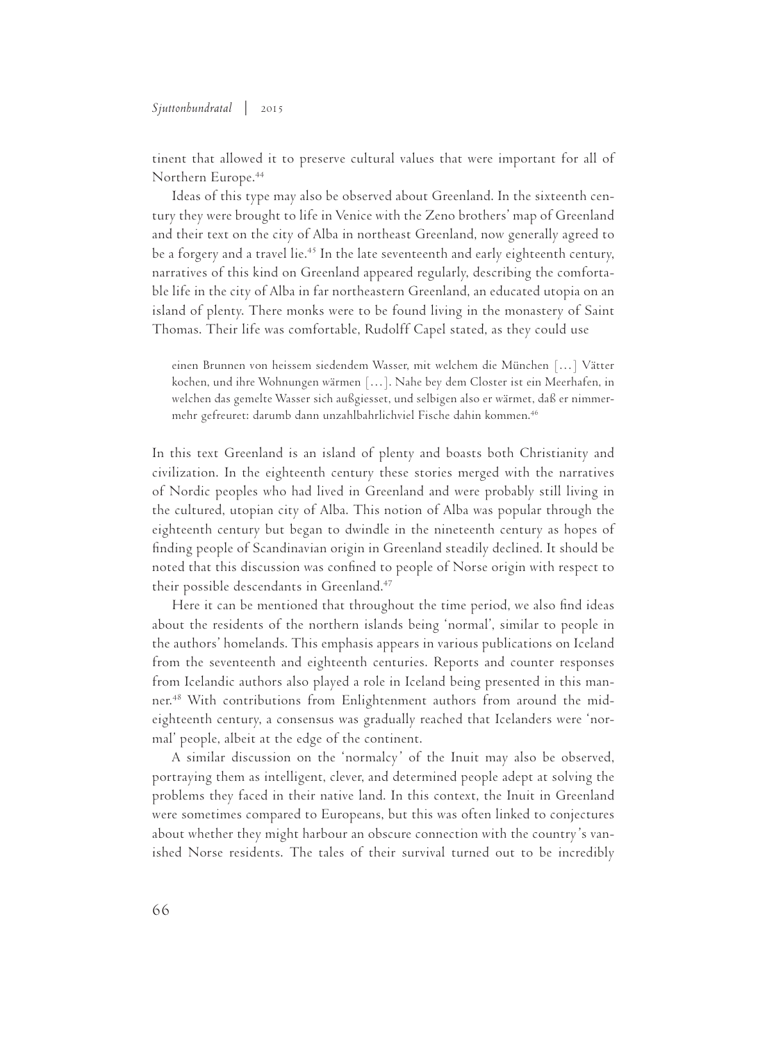tinent that allowed it to preserve cultural values that were important for all of Northern Europe.[44]

Ideas of this type may also be observed about Greenland. In the sixteenth century they were brought to life in Venice with the Zeno brothers' map of Greenland and their text on the city of Alba in northeast Greenland, now generally agreed to be a forgery and a travel lie.[45] In the late seventeenth and early eighteenth century, narratives of this kind on Greenland appeared regularly, describing the comfortable life in the city of Alba in far northeastern Greenland, an educated utopia on an island of plenty. There monks were to be found living in the monastery of Saint Thomas. Their life was comfortable, Rudolff Capel stated, as they could use

> einen Brunnen von heissem siedendem Wasser, mit welchem die München [...] Vätter kochen, und ihre Wohnungen wärmen [...]. Nahe bey dem Closter ist ein Meerhafen, in welchen das gemelte Wasser sich außgiesset, und selbigen also er wärmet, daß er nimmermehr gefreuret: darumb dann unzahlbahrlichviel Fische dahin kommen.[46]

In this text Greenland is an island of plenty and boasts both Christianity and civilization. In the eighteenth century these stories merged with the narratives of Nordic peoples who had lived in Greenland and were probably still living in the cultured, utopian city of Alba. This notion of Alba was popular through the eighteenth century but began to dwindle in the nineteenth century as hopes of finding people of Scandinavian origin in Greenland steadily declined. It should be noted that this discussion was confined to people of Norse origin with respect to their possible descendants in Greenland.[47]

Here it can be mentioned that throughout the time period, we also find ideas about the residents of the northern islands being 'normal', similar to people in the authors' homelands. This emphasis appears in various publications on Iceland from the seventeenth and eighteenth centuries. Reports and counter responses from Icelandic authors also played a role in Iceland being presented in this manner.[48] With contributions from Enlightenment authors from around the mid-eighteenth century, a consensus was gradually reached that Icelanders were 'normal' people, albeit at the edge of the continent.

A similar discussion on the 'normalcy' of the Inuit may also be observed, portraying them as intelligent, clever, and determined people adept at solving the problems they faced in their native land. In this context, the Inuit in Greenland were sometimes compared to Europeans, but this was often linked to conjectures about whether they might harbour an obscure connection with the country's vanished Norse residents. The tales of their survival turned out to be incredibly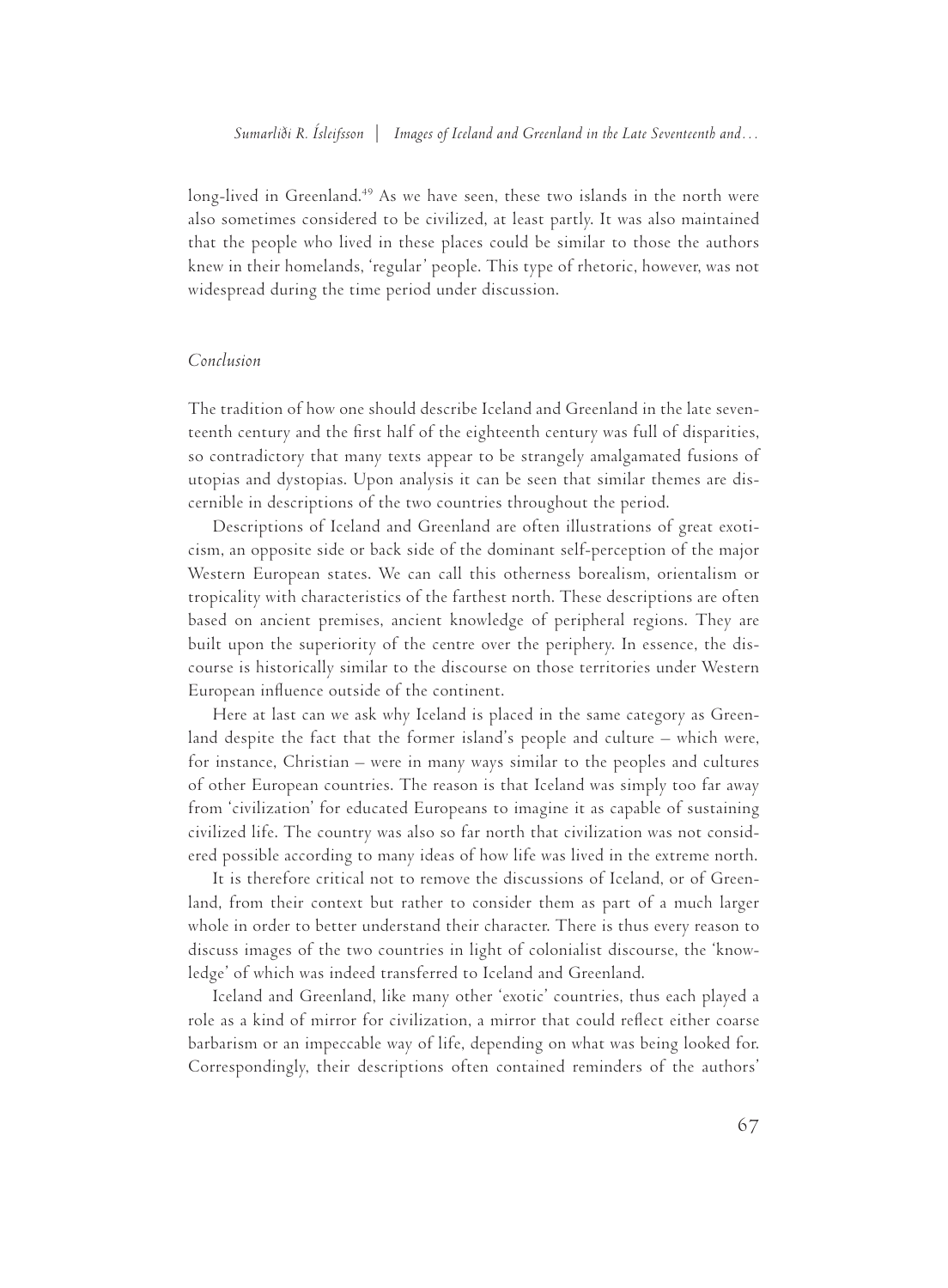long-lived in Greenland.[49] As we have seen, these two islands in the north were also sometimes considered to be civilized, at least partly. It was also maintained that the people who lived in these places could be similar to those the authors knew in their homelands, 'regular' people. This type of rhetoric, however, was not widespread during the time period under discussion.

## *Conclusion*

The tradition of how one should describe Iceland and Greenland in the late seventeenth century and the first half of the eighteenth century was full of disparities, so contradictory that many texts appear to be strangely amalgamated fusions of utopias and dystopias. Upon analysis it can be seen that similar themes are discernible in descriptions of the two countries throughout the period.

Descriptions of Iceland and Greenland are often illustrations of great exoticism, an opposite side or back side of the dominant self-perception of the major Western European states. We can call this otherness borealism, orientalism or tropicality with characteristics of the farthest north. These descriptions are often based on ancient premises, ancient knowledge of peripheral regions. They are built upon the superiority of the centre over the periphery. In essence, the discourse is historically similar to the discourse on those territories under Western European influence outside of the continent.

Here at last can we ask why Iceland is placed in the same category as Greenland despite the fact that the former island's people and culture – which were, for instance, Christian – were in many ways similar to the peoples and cultures of other European countries. The reason is that Iceland was simply too far away from 'civilization' for educated Europeans to imagine it as capable of sustaining civilized life. The country was also so far north that civilization was not considered possible according to many ideas of how life was lived in the extreme north.

It is therefore critical not to remove the discussions of Iceland, or of Greenland, from their context but rather to consider them as part of a much larger whole in order to better understand their character. There is thus every reason to discuss images of the two countries in light of colonialist discourse, the 'knowledge' of which was indeed transferred to Iceland and Greenland.

Iceland and Greenland, like many other 'exotic' countries, thus each played a role as a kind of mirror for civilization, a mirror that could reflect either coarse barbarism or an impeccable way of life, depending on what was being looked for. Correspondingly, their descriptions often contained reminders of the authors'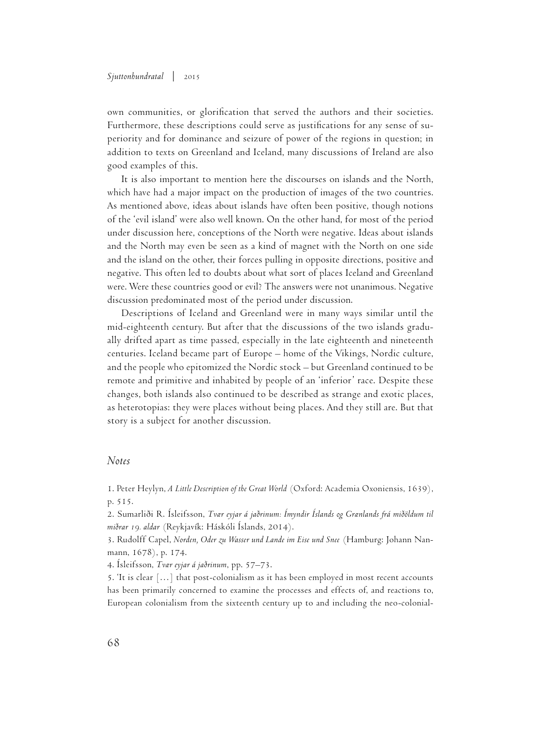own communities, or glorification that served the authors and their societies. Furthermore, these descriptions could serve as justifications for any sense of superiority and for dominance and seizure of power of the regions in question; in addition to texts on Greenland and Iceland, many discussions of Ireland are also good examples of this.

It is also important to mention here the discourses on islands and the North, which have had a major impact on the production of images of the two countries. As mentioned above, ideas about islands have often been positive, though notions of the 'evil island' were also well known. On the other hand, for most of the period under discussion here, conceptions of the North were negative. Ideas about islands and the North may even be seen as a kind of magnet with the North on one side and the island on the other, their forces pulling in opposite directions, positive and negative. This often led to doubts about what sort of places Iceland and Greenland were. Were these countries good or evil? The answers were not unanimous. Negative discussion predominated most of the period under discussion.

Descriptions of Iceland and Greenland were in many ways similar until the mid-eighteenth century. But after that the discussions of the two islands gradually drifted apart as time passed, especially in the late eighteenth and nineteenth centuries. Iceland became part of Europe – home of the Vikings, Nordic culture, and the people who epitomized the Nordic stock – but Greenland continued to be remote and primitive and inhabited by people of an 'inferior' race. Despite these changes, both islands also continued to be described as strange and exotic places, as heterotopias: they were places without being places. And they still are. But that story is a subject for another discussion.

## Notes

1. Peter Heylyn, *A Little Description of the Great World* (Oxford: Academia Oxoniensis, 1639), p. 515.
2. Sumarliði R. Ísleifsson, *Tvær eyjar á jaðrinum: Ímyndir Íslands og Grænlands frá miðöldum til miðrar 19. aldar* (Reykjavík: Háskóli Íslands, 2014).
3. Rudolff Capel, *Norden, Oder zu Wasser und Lande im Eise und Snee* (Hamburg: Johann Nanmann, 1678), p. 174.
4. Ísleifsson, *Tvær eyjar á jaðrinum*, pp. 57–73.
5. 'It is clear […] that post-colonialism as it has been employed in most recent accounts has been primarily concerned to examine the processes and effects of, and reactions to, European colonialism from the sixteenth century up to and including the neo-colonial-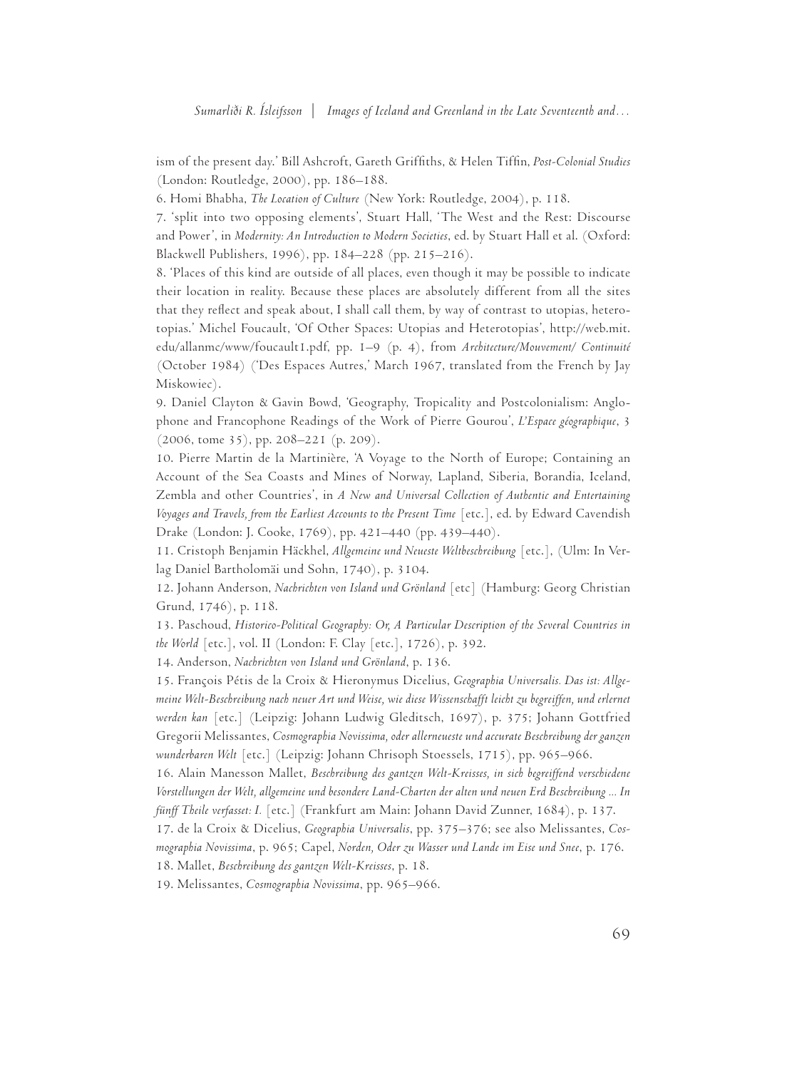ism of the present day.' Bill Ashcroft, Gareth Griffiths, & Helen Tiffin, *Post-Colonial Studies* (London: Routledge, 2000), pp. 186–188.

6. Homi Bhabha, *The Location of Culture* (New York: Routledge, 2004), p. 118.

7. 'split into two opposing elements', Stuart Hall, 'The West and the Rest: Discourse and Power', in *Modernity: An Introduction to Modern Societies*, ed. by Stuart Hall et al. (Oxford: Blackwell Publishers, 1996), pp. 184–228 (pp. 215–216).

8. 'Places of this kind are outside of all places, even though it may be possible to indicate their location in reality. Because these places are absolutely different from all the sites that they reflect and speak about, I shall call them, by way of contrast to utopias, heterotopias.' Michel Foucault, 'Of Other Spaces: Utopias and Heterotopias', http://web.mit.edu/allanmc/www/foucault1.pdf, pp. 1–9 (p. 4), from *Architecture/Mouvement/ Continuité* (October 1984) ('Des Espaces Autres,' March 1967, translated from the French by Jay Miskowiec).

9. Daniel Clayton & Gavin Bowd, 'Geography, Tropicality and Postcolonialism: Anglophone and Francophone Readings of the Work of Pierre Gourou', *L'Espace géographique*, 3 (2006, tome 35), pp. 208–221 (p. 209).

10. Pierre Martin de la Martinière, 'A Voyage to the North of Europe; Containing an Account of the Sea Coasts and Mines of Norway, Lapland, Siberia, Borandia, Iceland, Zembla and other Countries', in *A New and Universal Collection of Authentic and Entertaining Voyages and Travels, from the Earliest Accounts to the Present Time* [etc.], ed. by Edward Cavendish Drake (London: J. Cooke, 1769), pp. 421–440 (pp. 439–440).

11. Cristoph Benjamin Häckhel, *Allgemeine und Neueste Weltbeschreibung* [etc.], (Ulm: In Verlag Daniel Bartholomäi und Sohn, 1740), p. 3104.

12. Johann Anderson, *Nachrichten von Island und Grönland* [etc] (Hamburg: Georg Christian Grund, 1746), p. 118.

13. Paschoud, *Historico-Political Geography: Or, A Particular Description of the Several Countries in the World* [etc.], vol. II (London: F. Clay [etc.], 1726), p. 392.

14. Anderson, *Nachrichten von Island und Grönland*, p. 136.

15. François Pétis de la Croix & Hieronymus Dicelius, *Geographia Universalis. Das ist: Allgemeine Welt-Beschreibung nach neuer Art und Weise, wie diese Wissenschafft leicht zu begreiffen, und erlernet werden kan* [etc.] (Leipzig: Johann Ludwig Gleditsch, 1697), p. 375; Johann Gottfried Gregorii Melissantes, *Cosmographia Novissima, oder allerneueste und accurate Beschreibung der ganzen wunderbaren Welt* [etc.] (Leipzig: Johann Chrisoph Stoessels, 1715), pp. 965–966.

16. Alain Manesson Mallet, *Beschreibung des gantzen Welt-Kreisses, in sich begreiffend verschiedene Vorstellungen der Welt, allgemeine und besondere Land-Charten der alten und neuen Erd Beschreibung ... In fünff Theile verfasset: I.* [etc.] (Frankfurt am Main: Johann David Zunner, 1684), p. 137.

17. de la Croix & Dicelius, *Geographia Universalis*, pp. 375–376; see also Melissantes, *Cosmographia Novissima*, p. 965; Capel, *Norden, Oder zu Wasser und Lande im Eise und Snee*, p. 176.

18. Mallet, *Beschreibung des gantzen Welt-Kreisses*, p. 18.

19. Melissantes, *Cosmographia Novissima*, pp. 965–966.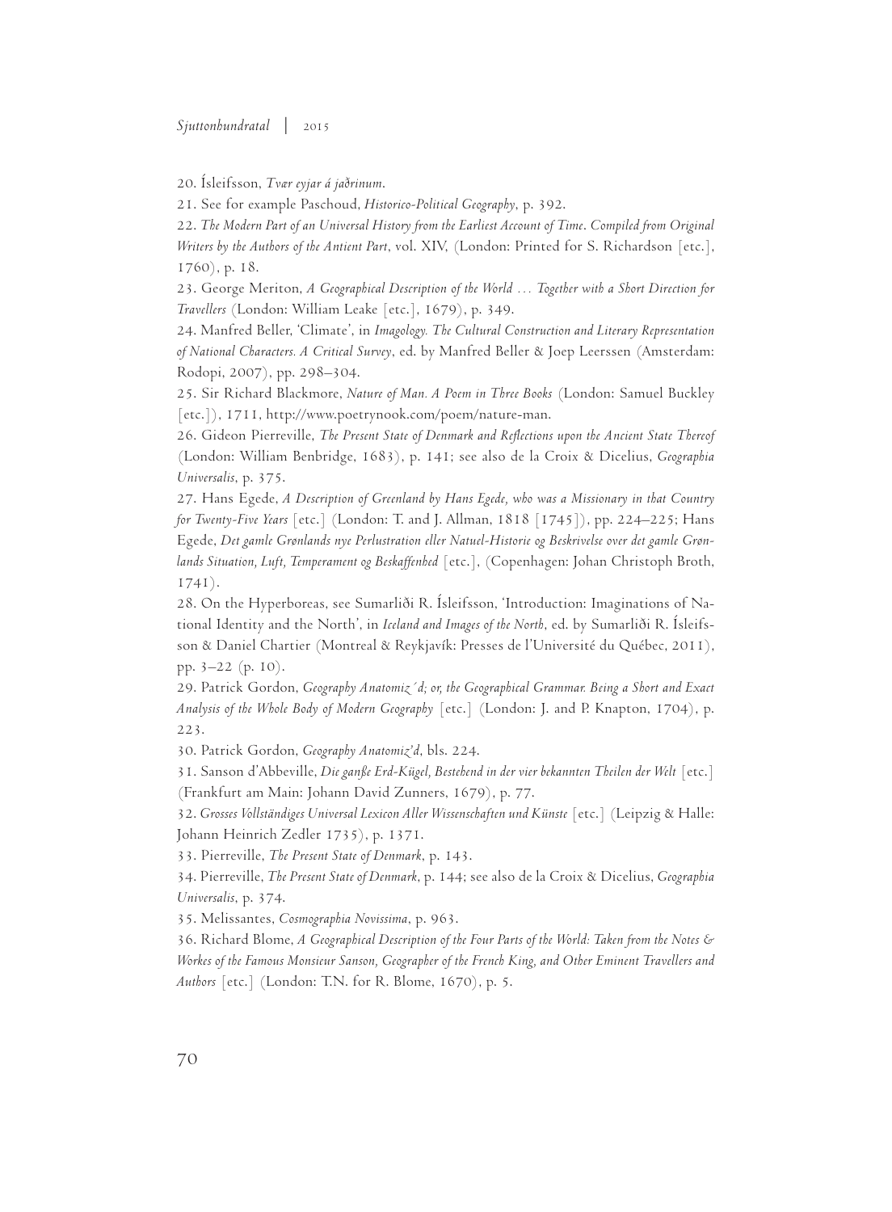20. Ísleifsson, *Tvær eyjar á jaðrinum*.

21. See for example Paschoud, *Historico-Political Geography*, p. 392.

22. *The Modern Part of an Universal History from the Earliest Account of Time. Compiled from Original Writers by the Authors of the Antient Part*, vol. XIV, (London: Printed for S. Richardson [etc.], 1760), p. 18.

23. George Meriton, *A Geographical Description of the World … Together with a Short Direction for Travellers* (London: William Leake [etc.], 1679), p. 349.

24. Manfred Beller, 'Climate', in *Imagology. The Cultural Construction and Literary Representation of National Characters. A Critical Survey*, ed. by Manfred Beller & Joep Leerssen (Amsterdam: Rodopi, 2007), pp. 298–304.

25. Sir Richard Blackmore, *Nature of Man. A Poem in Three Books* (London: Samuel Buckley [etc.]), 1711, http://www.poetrynook.com/poem/nature-man.

26. Gideon Pierreville, *The Present State of Denmark and Reflections upon the Ancient State Thereof* (London: William Benbridge, 1683), p. 141; see also de la Croix & Dicelius, *Geographia Universalis*, p. 375.

27. Hans Egede, *A Description of Greenland by Hans Egede, who was a Missionary in that Country for Twenty-Five Years* [etc.] (London: T. and J. Allman, 1818 [1745]), pp. 224–225; Hans Egede, *Det gamle Grønlands nye Perlustration eller Natuel-Historie og Beskrivelse over det gamle Grønlands Situation, Luft, Temperament og Beskaffenhed* [etc.], (Copenhagen: Johan Christoph Broth, 1741).

28. On the Hyperboreas, see Sumarliði R. Ísleifsson, 'Introduction: Imaginations of National Identity and the North', in *Iceland and Images of the North*, ed. by Sumarliði R. Ísleifsson & Daniel Chartier (Montreal & Reykjavík: Presses de l'Université du Québec, 2011), pp. 3–22 (p. 10).

29. Patrick Gordon, *Geography Anatomiz´d; or, the Geographical Grammar. Being a Short and Exact Analysis of the Whole Body of Modern Geography* [etc.] (London: J. and P. Knapton, 1704), p. 223.

30. Patrick Gordon, *Geography Anatomiz'd*, bls. 224.

31. Sanson d'Abbeville, *Die ganße Erd-Kügel, Bestehend in der vier bekannten Theilen der Welt* [etc.] (Frankfurt am Main: Johann David Zunners, 1679), p. 77.

32. *Grosses Vollständiges Universal Lexicon Aller Wissenschaften und Künste* [etc.] (Leipzig & Halle: Johann Heinrich Zedler 1735), p. 1371.

33. Pierreville, *The Present State of Denmark*, p. 143.

34. Pierreville, *The Present State of Denmark*, p. 144; see also de la Croix & Dicelius, *Geographia Universalis*, p. 374.

35. Melissantes, *Cosmographia Novissima*, p. 963.

36. Richard Blome, *A Geographical Description of the Four Parts of the World: Taken from the Notes & Workes of the Famous Monsieur Sanson, Geographer of the French King, and Other Eminent Travellers and Authors* [etc.] (London: T.N. for R. Blome, 1670), p. 5.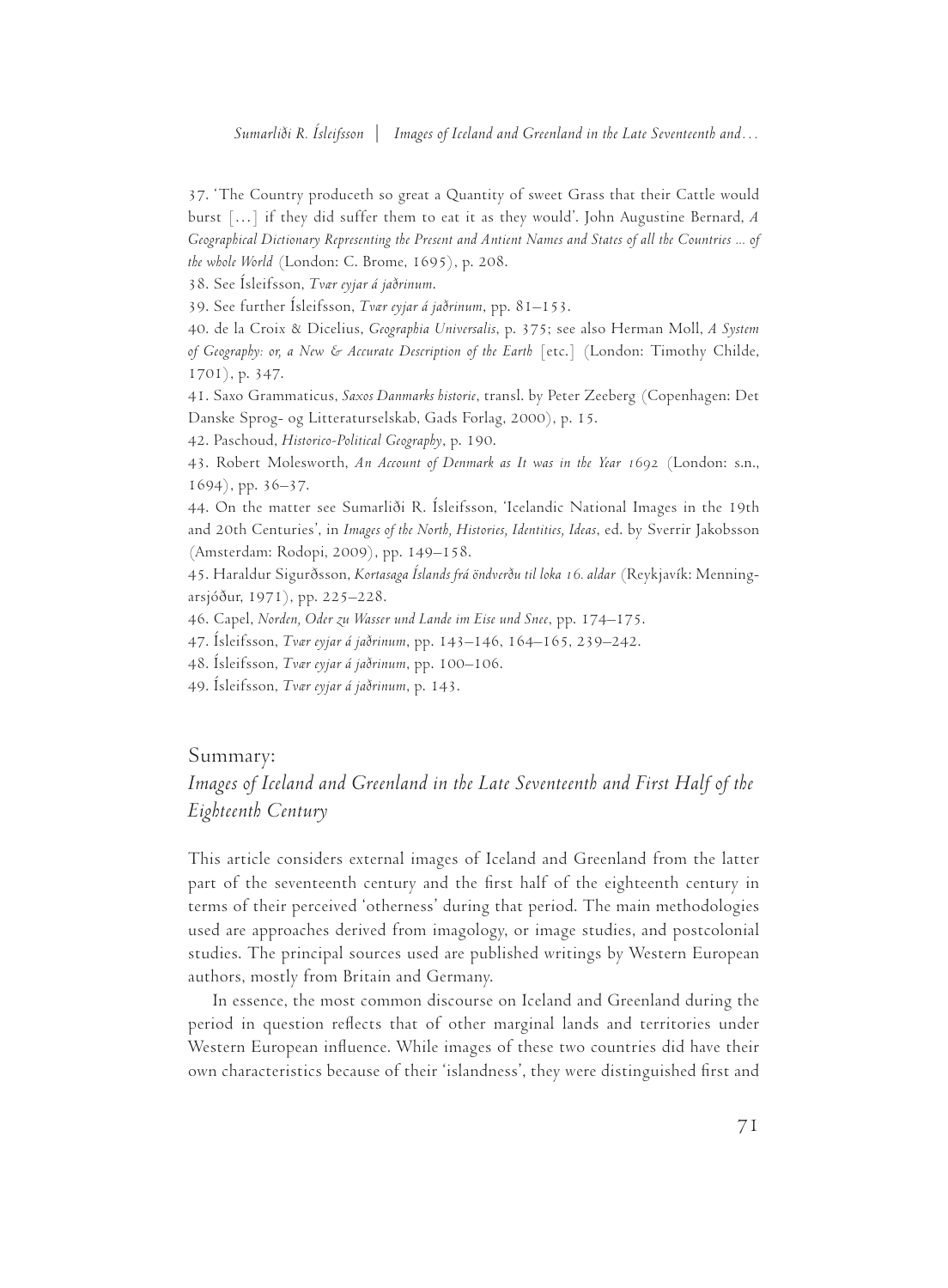37. 'The Country produceth so great a Quantity of sweet Grass that their Cattle would burst [...] if they did suffer them to eat it as they would'. John Augustine Bernard, *A Geographical Dictionary Representing the Present and Antient Names and States of all the Countries ... of the whole World* (London: C. Brome, 1695), p. 208.

38. See Ísleifsson, *Tvær eyjar á jaðrinum*.

39. See further Ísleifsson, *Tvær eyjar á jaðrinum*, pp. 81–153.

40. de la Croix & Dicelius, *Geographia Universalis*, p. 375; see also Herman Moll, *A System of Geography: or, a New & Accurate Description of the Earth* [etc.] (London: Timothy Childe, 1701), p. 347.

41. Saxo Grammaticus, *Saxos Danmarks historie*, transl. by Peter Zeeberg (Copenhagen: Det Danske Sprog- og Litteraturselskab, Gads Forlag, 2000), p. 15.

42. Paschoud, *Historico-Political Geography*, p. 190.

43. Robert Molesworth, *An Account of Denmark as It was in the Year 1692* (London: s.n., 1694), pp. 36–37.

44. On the matter see Sumarliði R. Ísleifsson, 'Icelandic National Images in the 19th and 20th Centuries', in *Images of the North, Histories, Identities, Ideas*, ed. by Sverrir Jakobsson (Amsterdam: Rodopi, 2009), pp. 149–158.

45. Haraldur Sigurðsson, *Kortasaga Íslands frá öndverðu til loka 16. aldar* (Reykjavík: Menningarsjóður, 1971), pp. 225–228.

46. Capel, *Norden, Oder zu Wasser und Lande im Eise und Snee*, pp. 174–175.

47. Ísleifsson, *Tvær eyjar á jaðrinum*, pp. 143–146, 164–165, 239–242.

48. Ísleifsson, *Tvær eyjar á jaðrinum*, pp. 100–106.

49. Ísleifsson, *Tvær eyjar á jaðrinum*, p. 143.

## Summary:

## *Images of Iceland and Greenland in the Late Seventeenth and First Half of the Eighteenth Century*

This article considers external images of Iceland and Greenland from the latter part of the seventeenth century and the first half of the eighteenth century in terms of their perceived 'otherness' during that period. The main methodologies used are approaches derived from imagology, or image studies, and postcolonial studies. The principal sources used are published writings by Western European authors, mostly from Britain and Germany.

In essence, the most common discourse on Iceland and Greenland during the period in question reflects that of other marginal lands and territories under Western European influence. While images of these two countries did have their own characteristics because of their 'islandness', they were distinguished first and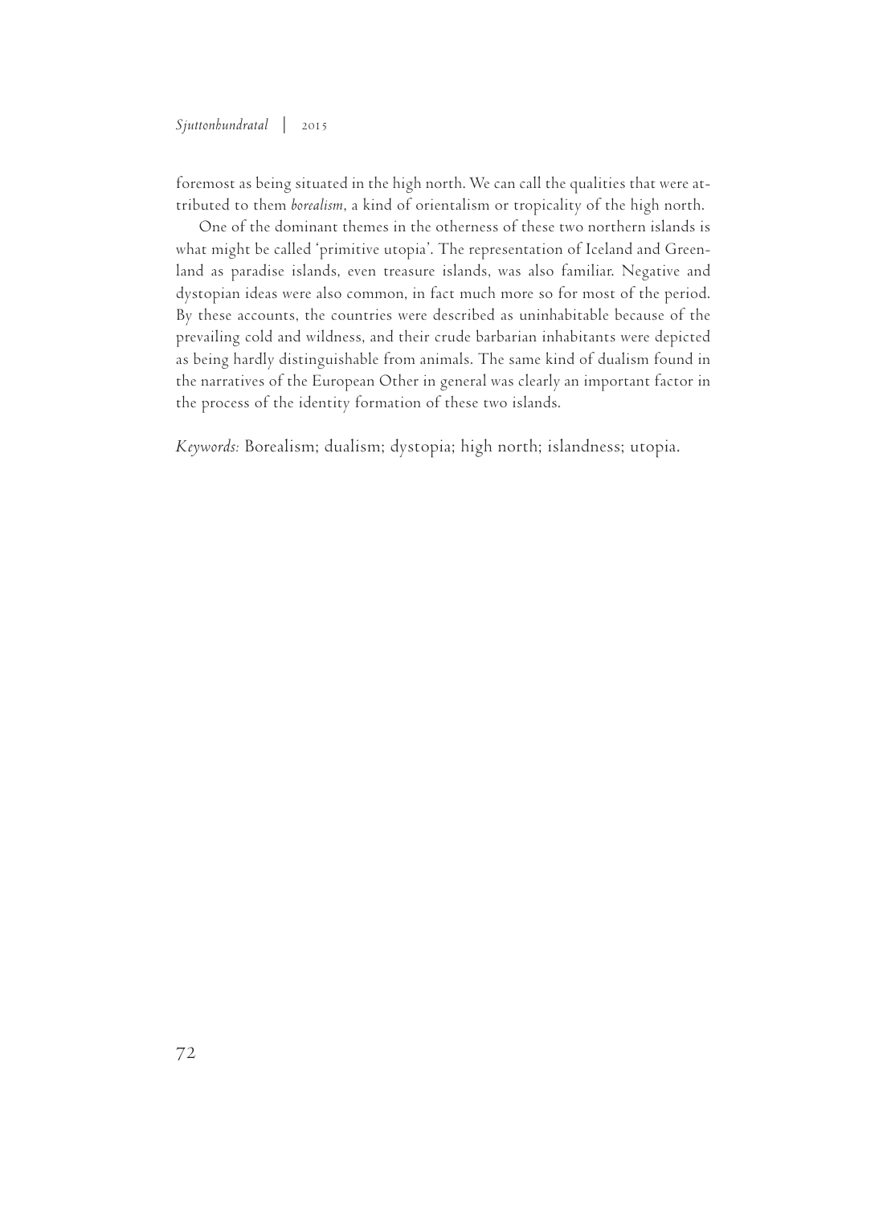foremost as being situated in the high north. We can call the qualities that were attributed to them *borealism*, a kind of orientalism or tropicality of the high north.

One of the dominant themes in the otherness of these two northern islands is what might be called 'primitive utopia'. The representation of Iceland and Greenland as paradise islands, even treasure islands, was also familiar. Negative and dystopian ideas were also common, in fact much more so for most of the period. By these accounts, the countries were described as uninhabitable because of the prevailing cold and wildness, and their crude barbarian inhabitants were depicted as being hardly distinguishable from animals. The same kind of dualism found in the narratives of the European Other in general was clearly an important factor in the process of the identity formation of these two islands.

*Keywords:* Borealism; dualism; dystopia; high north; islandness; utopia.